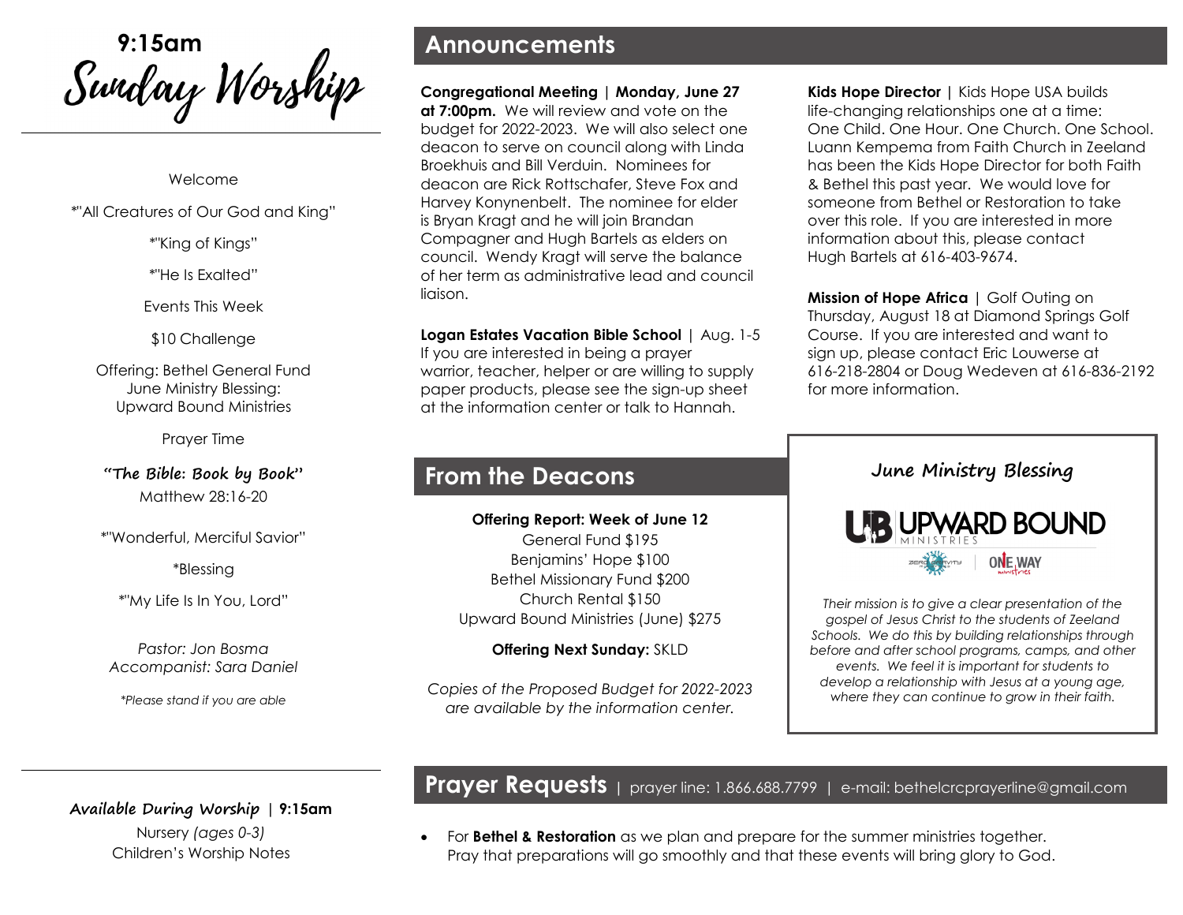# 9:15am Sunday Worship

Welcome

*"All Creatures of Our God and King"

*"King of Kings"

*"He Is Exalted"

Events This Week

$10 Challenge

Offering: Bethel General Fund
June Ministry Blessing:
Upward Bound Ministries

Prayer Time

**"The Bible: Book by Book"**
Matthew 28:16-20

*"Wonderful, Merciful Savior"

*Blessing

*"My Life Is In You, Lord"

*Pastor: Jon Bosma*
*Accompanist: Sara Daniel*

*\*Please stand if you are able*

**Available During Worship | 9:15am**

Nursery *(ages 0-3)*
Children's Worship Notes

## Announcements

**Congregational Meeting | Monday, June 27 at 7:00pm.** We will review and vote on the budget for 2022-2023. We will also select one deacon to serve on council along with Linda Broekhuis and Bill Verduin. Nominees for deacon are Rick Rottschafer, Steve Fox and Harvey Konynenbelt. The nominee for elder is Bryan Kragt and he will join Brandan Compagner and Hugh Bartels as elders on council. Wendy Kragt will serve the balance of her term as administrative lead and council liaison.

**Logan Estates Vacation Bible School** | Aug. 1-5 If you are interested in being a prayer warrior, teacher, helper or are willing to supply paper products, please see the sign-up sheet at the information center or talk to Hannah.

**Kids Hope Director** | Kids Hope USA builds life-changing relationships one at a time: One Child. One Hour. One Church. One School. Luann Kempema from Faith Church in Zeeland has been the Kids Hope Director for both Faith & Bethel this past year. We would love for someone from Bethel or Restoration to take over this role. If you are interested in more information about this, please contact Hugh Bartels at 616-403-9674.

**Mission of Hope Africa** | Golf Outing on Thursday, August 18 at Diamond Springs Golf Course. If you are interested and want to sign up, please contact Eric Louwerse at 616-218-2804 or Doug Wedeven at 616-836-2192 for more information.

## From the Deacons

**Offering Report: Week of June 12**
General Fund $195
Benjamins' Hope $100
Bethel Missionary Fund $200
Church Rental $150
Upward Bound Ministries (June) $275

**Offering Next Sunday:** SKLD

*Copies of the Proposed Budget for 2022-2023 are available by the information center.*

### June Ministry Blessing

UPWARD BOUND MINISTRIES

*Their mission is to give a clear presentation of the gospel of Jesus Christ to the students of Zeeland Schools. We do this by building relationships through before and after school programs, camps, and other events. We feel it is important for students to develop a relationship with Jesus at a young age, where they can continue to grow in their faith.*

## Prayer Requests | prayer line: 1.866.688.7799 | e-mail: bethelcrcprayerline@gmail.com

- For **Bethel & Restoration** as we plan and prepare for the summer ministries together. Pray that preparations will go smoothly and that these events will bring glory to God.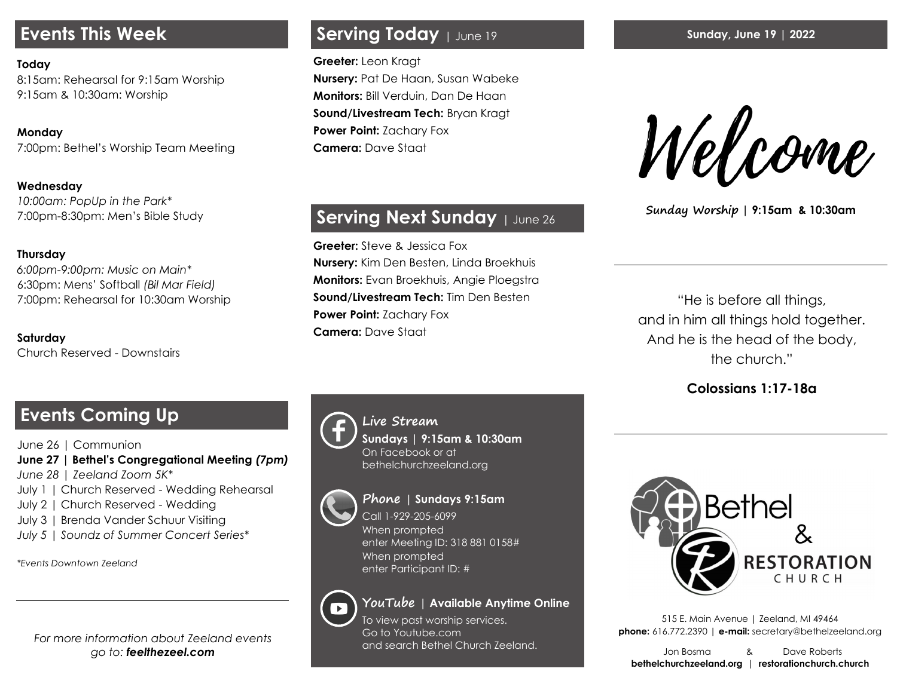## Events This Week

**Today**
8:15am: Rehearsal for 9:15am Worship
9:15am & 10:30am: Worship

**Monday**
7:00pm: Bethel's Worship Team Meeting

**Wednesday**
*10:00am: PopUp in the Park**
7:00pm-8:30pm: Men's Bible Study

**Thursday**
*6:00pm-9:00pm: Music on Main**
6:30pm: Mens' Softball *(Bil Mar Field)*
7:00pm: Rehearsal for 10:30am Worship

**Saturday**
Church Reserved - Downstairs

## Events Coming Up

June 26 | Communion
**June 27 | Bethel's Congregational Meeting *(7pm)***
*June 28 | Zeeland Zoom 5K**
July 1 | Church Reserved - Wedding Rehearsal
July 2 | Church Reserved - Wedding
July 3 | Brenda Vander Schuur Visiting
*July 5 | Soundz of Summer Concert Series**

**Events Downtown Zeeland*

*For more information about Zeeland events go to: **feelthezeel.com***

## Serving Today | June 19

**Greeter:** Leon Kragt
**Nursery:** Pat De Haan, Susan Wabeke
**Monitors:** Bill Verduin, Dan De Haan
**Sound/Livestream Tech:** Bryan Kragt
**Power Point:** Zachary Fox
**Camera:** Dave Staat

## Serving Next Sunday | June 26

**Greeter:** Steve & Jessica Fox
**Nursery:** Kim Den Besten, Linda Broekhuis
**Monitors:** Evan Broekhuis, Angie Ploegstra
**Sound/Livestream Tech:** Tim Den Besten
**Power Point:** Zachary Fox
**Camera:** Dave Staat

**Live Stream**
**Sundays | 9:15am & 10:30am**
On Facebook or at bethelchurchzeeland.org

**Phone | Sundays 9:15am**
Call 1-929-205-6099
When prompted enter Meeting ID: 318 881 0158#
When prompted enter Participant ID: #

**YouTube | Available Anytime Online**
To view past worship services.
Go to Youtube.com and search Bethel Church Zeeland.

**Sunday, June 19 | 2022**

# Welcome

**Sunday Worship | 9:15am & 10:30am**

---

"He is before all things,
and in him all things hold together.
And he is the head of the body,
the church."

**Colossians 1:17-18a**

---

Bethel & RESTORATION CHURCH

515 E. Main Avenue | Zeeland, MI 49464
**phone:** 616.772.2390 | **e-mail:** secretary@bethelzeeland.org

Jon Bosma & Dave Roberts
**bethelchurchzeeland.org** | **restorationchurch.church**